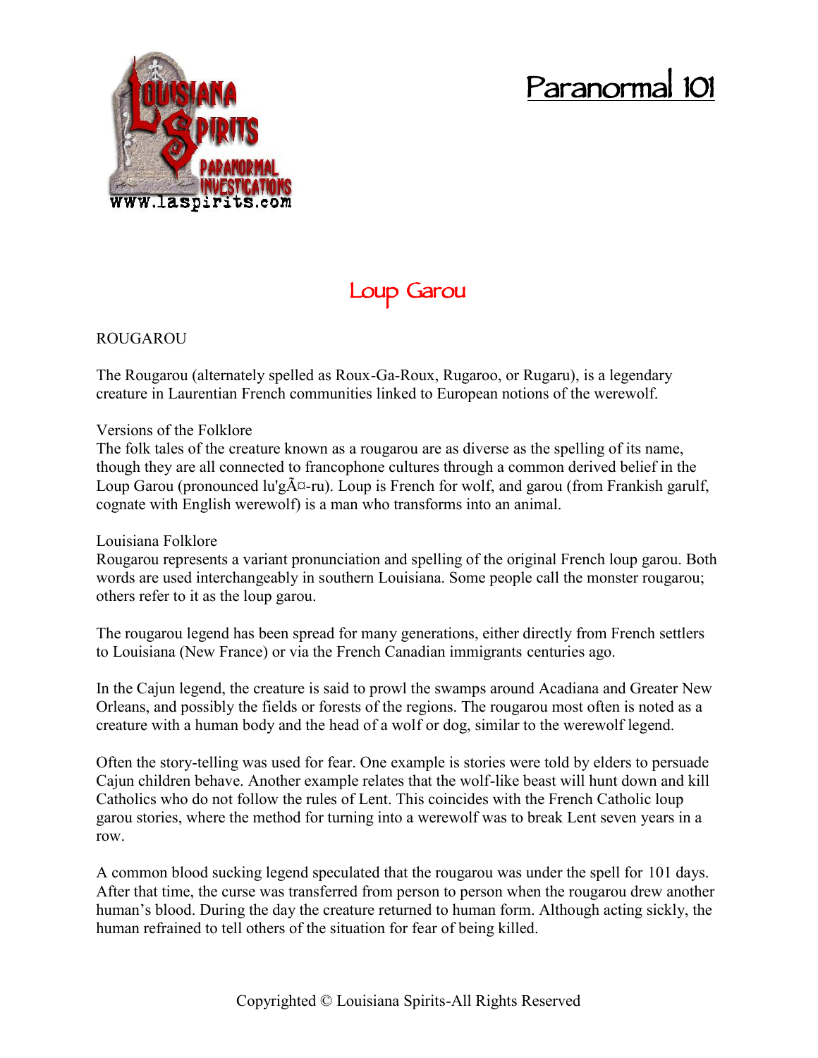# Paranormal 101

## Loup Garou

ROUGAROU

The Rougarou (alternately spelled as Roux-Ga-Roux, Rugaroo, or Rugaru), is a legendary creature in Laurentian French communities linked to European notions of the werewolf.

Versions of the Folklore

The folk tales of the creature known as a rougarou are as diverse as the spelling of its name, though they are all connected to francophone cultures through a common derived belief in the Loup Garou (pronounced lu'gÃ¤-ru). Loup is French for wolf, and garou (from Frankish garulf, cognate with English werewolf) is a man who transforms into an animal.

Louisiana Folklore

Rougarou represents a variant pronunciation and spelling of the original French loup garou. Both words are used interchangeably in southern Louisiana. Some people call the monster rougarou; others refer to it as the loup garou.

The rougarou legend has been spread for many generations, either directly from French settlers to Louisiana (New France) or via the French Canadian immigrants centuries ago.

In the Cajun legend, the creature is said to prowl the swamps around Acadiana and Greater New Orleans, and possibly the fields or forests of the regions. The rougarou most often is noted as a creature with a human body and the head of a wolf or dog, similar to the werewolf legend.

Often the story-telling was used for fear. One example is stories were told by elders to persuade Cajun children behave. Another example relates that the wolf-like beast will hunt down and kill Catholics who do not follow the rules of Lent. This coincides with the French Catholic loup garou stories, where the method for turning into a werewolf was to break Lent seven years in a row.

A common blood sucking legend speculated that the rougarou was under the spell for 101 days. After that time, the curse was transferred from person to person when the rougarou drew another human's blood. During the day the creature returned to human form. Although acting sickly, the human refrained to tell others of the situation for fear of being killed.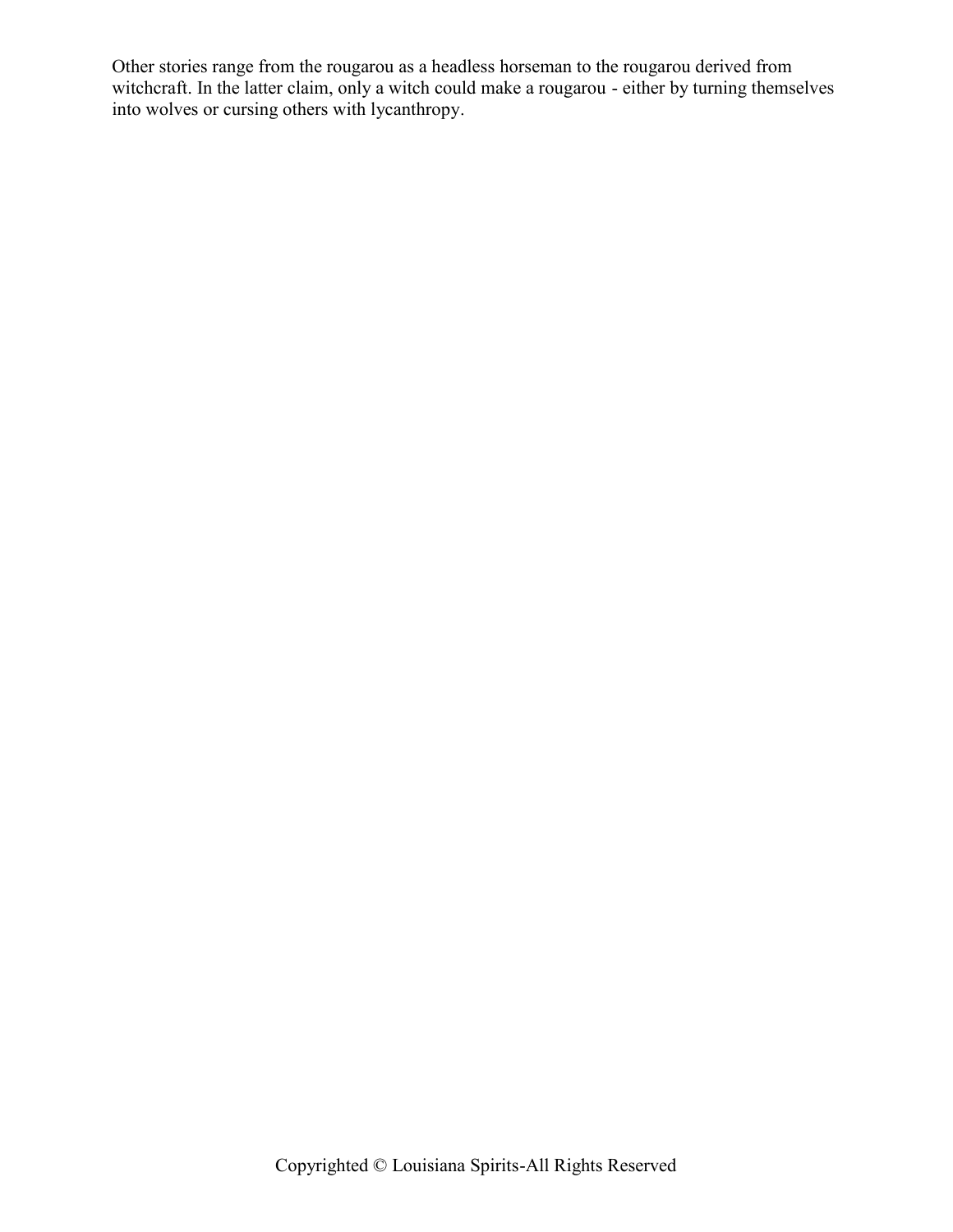Other stories range from the rougarou as a headless horseman to the rougarou derived from witchcraft. In the latter claim, only a witch could make a rougarou - either by turning themselves into wolves or cursing others with lycanthropy.